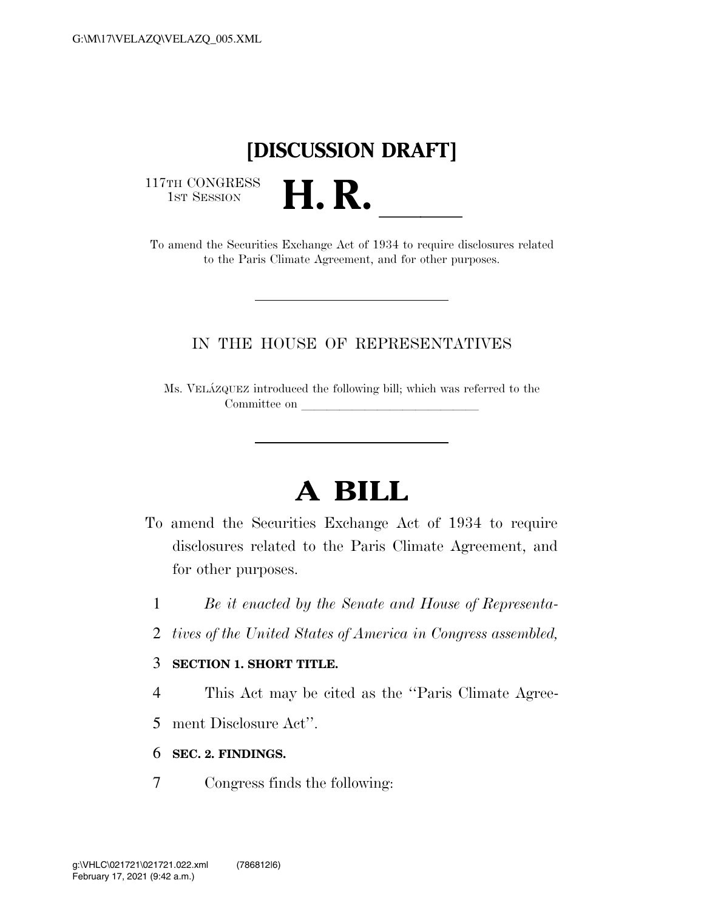# [DISCUSSION DRAFT]

117TH CONGRESS
1ST SESSION

# H. R. \_\_\_\_\_\_

To amend the Securities Exchange Act of 1934 to require disclosures related to the Paris Climate Agreement, and for other purposes.

---

IN THE HOUSE OF REPRESENTATIVES

Ms. VELÁZQUEZ introduced the following bill; which was referred to the Committee on \_\_\_\_\_\_\_\_\_\_\_\_\_\_\_\_\_\_\_\_\_\_\_\_\_\_\_\_\_\_

---

# A BILL

To amend the Securities Exchange Act of 1934 to require disclosures related to the Paris Climate Agreement, and for other purposes.

*Be it enacted by the Senate and House of Representatives of the United States of America in Congress assembled,*

**SECTION 1. SHORT TITLE.**

This Act may be cited as the "Paris Climate Agreement Disclosure Act".

**SEC. 2. FINDINGS.**

Congress finds the following: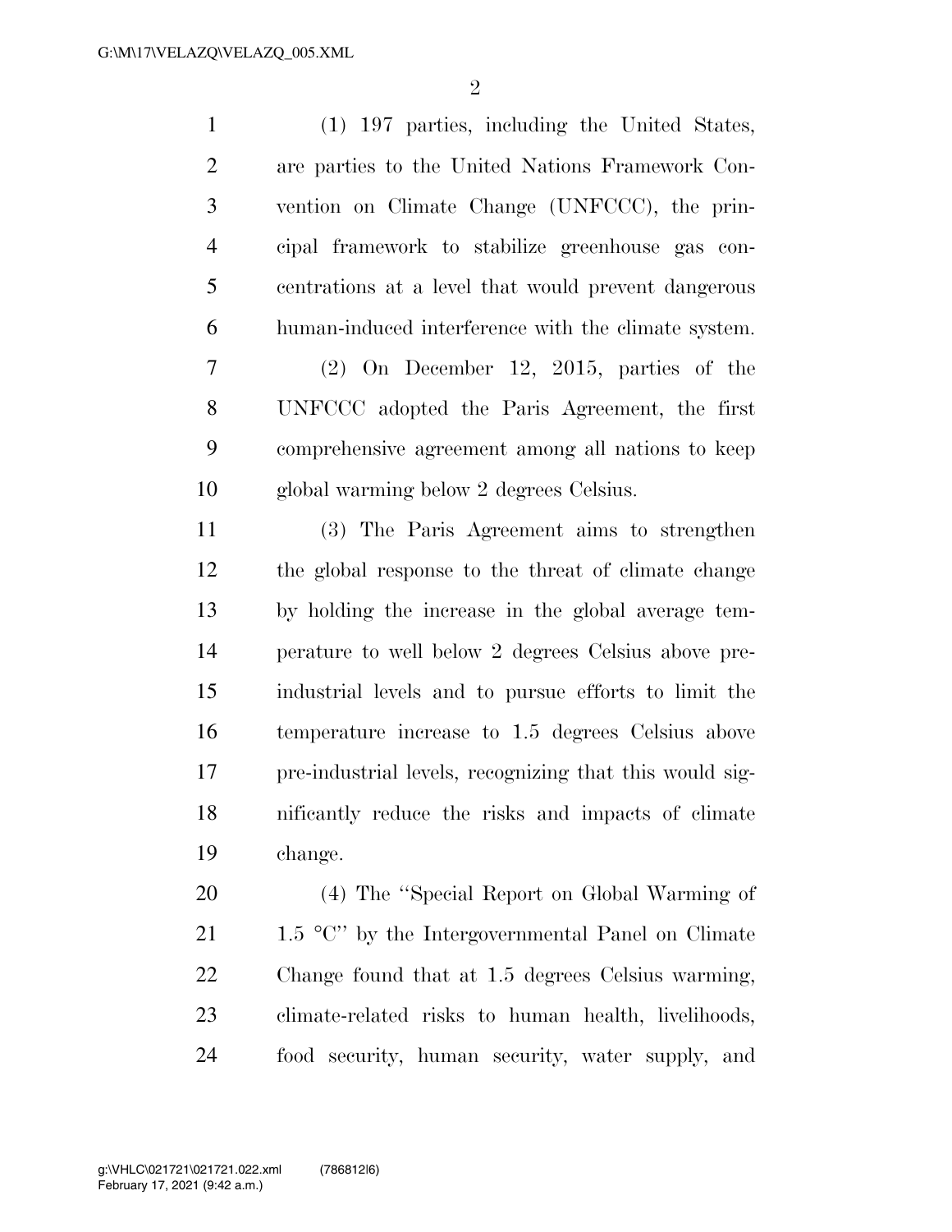(1) 197 parties, including the United States, are parties to the United Nations Framework Convention on Climate Change (UNFCCC), the principal framework to stabilize greenhouse gas concentrations at a level that would prevent dangerous human-induced interference with the climate system.

(2) On December 12, 2015, parties of the UNFCCC adopted the Paris Agreement, the first comprehensive agreement among all nations to keep global warming below 2 degrees Celsius.

(3) The Paris Agreement aims to strengthen the global response to the threat of climate change by holding the increase in the global average temperature to well below 2 degrees Celsius above pre-industrial levels and to pursue efforts to limit the temperature increase to 1.5 degrees Celsius above pre-industrial levels, recognizing that this would significantly reduce the risks and impacts of climate change.

(4) The ''Special Report on Global Warming of 1.5 °C'' by the Intergovernmental Panel on Climate Change found that at 1.5 degrees Celsius warming, climate-related risks to human health, livelihoods, food security, human security, water supply, and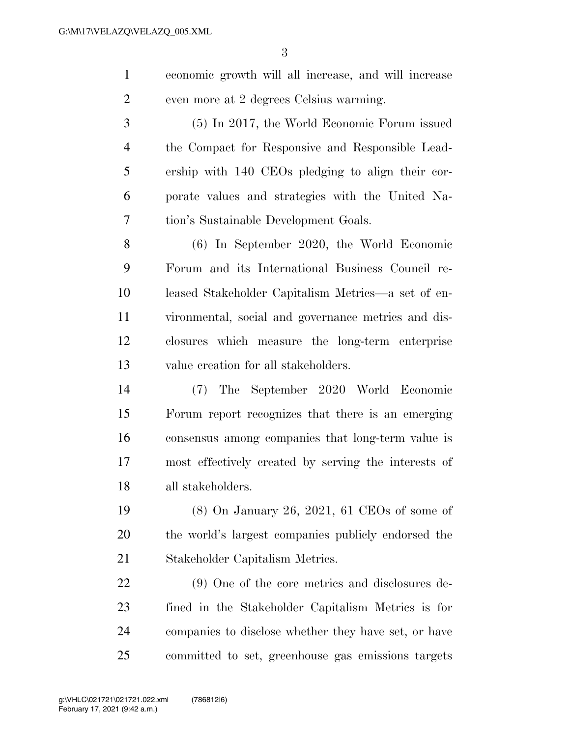economic growth will all increase, and will increase even more at 2 degrees Celsius warming.

(5) In 2017, the World Economic Forum issued the Compact for Responsive and Responsible Leadership with 140 CEOs pledging to align their corporate values and strategies with the United Nation's Sustainable Development Goals.

(6) In September 2020, the World Economic Forum and its International Business Council released Stakeholder Capitalism Metrics—a set of environmental, social and governance metrics and disclosures which measure the long-term enterprise value creation for all stakeholders.

(7) The September 2020 World Economic Forum report recognizes that there is an emerging consensus among companies that long-term value is most effectively created by serving the interests of all stakeholders.

(8) On January 26, 2021, 61 CEOs of some of the world's largest companies publicly endorsed the Stakeholder Capitalism Metrics.

(9) One of the core metrics and disclosures defined in the Stakeholder Capitalism Metrics is for companies to disclose whether they have set, or have committed to set, greenhouse gas emissions targets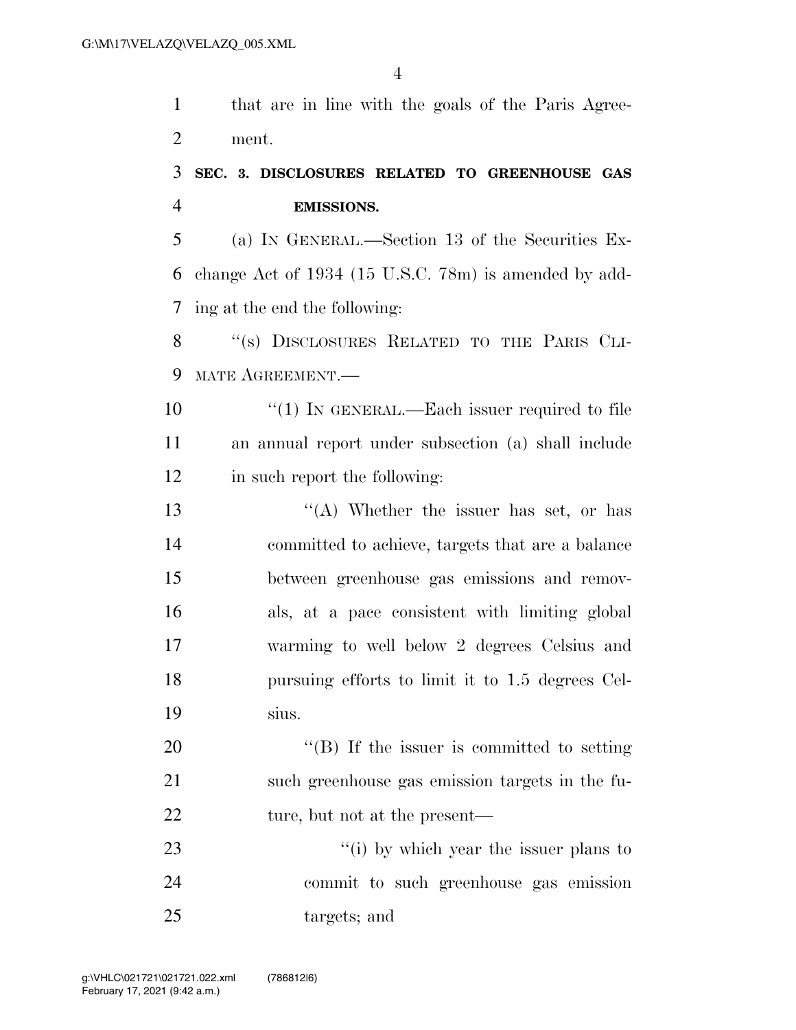that are in line with the goals of the Paris Agreement.

**SEC. 3. DISCLOSURES RELATED TO GREENHOUSE GAS EMISSIONS.**

(a) IN GENERAL.—Section 13 of the Securities Exchange Act of 1934 (15 U.S.C. 78m) is amended by adding at the end the following:

"(s) DISCLOSURES RELATED TO THE PARIS CLIMATE AGREEMENT.—

"(1) IN GENERAL.—Each issuer required to file an annual report under subsection (a) shall include in such report the following:

"(A) Whether the issuer has set, or has committed to achieve, targets that are a balance between greenhouse gas emissions and removals, at a pace consistent with limiting global warming to well below 2 degrees Celsius and pursuing efforts to limit it to 1.5 degrees Celsius.

"(B) If the issuer is committed to setting such greenhouse gas emission targets in the future, but not at the present—

"(i) by which year the issuer plans to commit to such greenhouse gas emission targets; and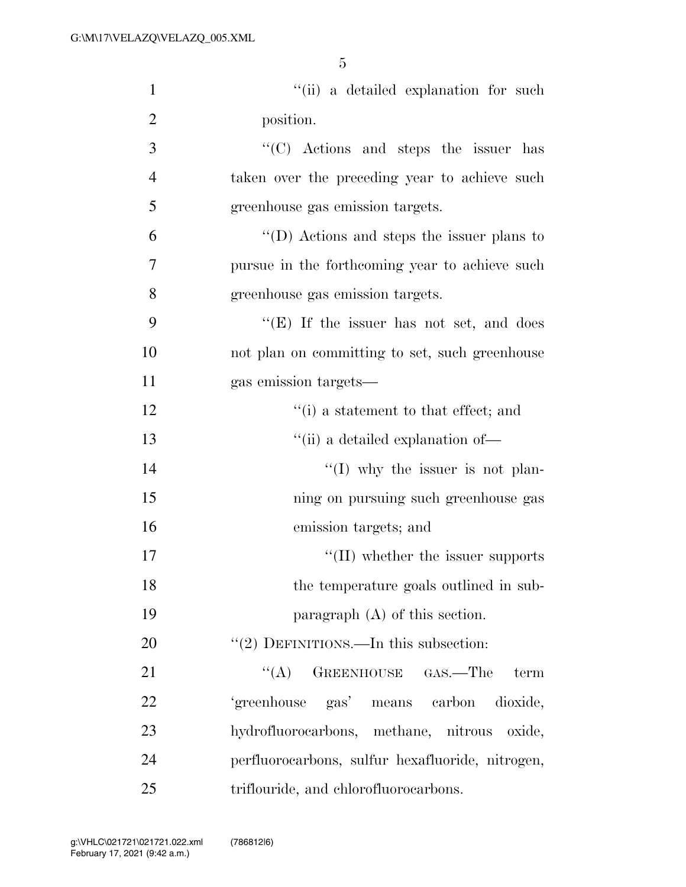''(ii) a detailed explanation for such position.

''(C) Actions and steps the issuer has taken over the preceding year to achieve such greenhouse gas emission targets.

''(D) Actions and steps the issuer plans to pursue in the forthcoming year to achieve such greenhouse gas emission targets.

''(E) If the issuer has not set, and does not plan on committing to set, such greenhouse gas emission targets—

''(i) a statement to that effect; and

''(ii) a detailed explanation of—

''(I) why the issuer is not planning on pursuing such greenhouse gas emission targets; and

''(II) whether the issuer supports the temperature goals outlined in subparagraph (A) of this section.

''(2) DEFINITIONS.—In this subsection:

''(A) GREENHOUSE GAS.—The term 'greenhouse gas' means carbon dioxide, hydrofluorocarbons, methane, nitrous oxide, perfluorocarbons, sulfur hexafluoride, nitrogen, triflouride, and chlorofluorocarbons.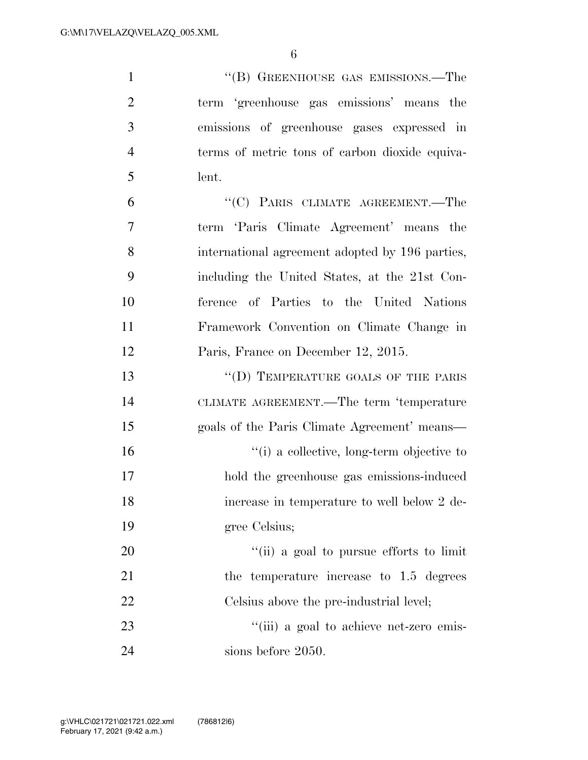"(B) GREENHOUSE GAS EMISSIONS.—The term 'greenhouse gas emissions' means the emissions of greenhouse gases expressed in terms of metric tons of carbon dioxide equivalent.

"(C) PARIS CLIMATE AGREEMENT.—The term 'Paris Climate Agreement' means the international agreement adopted by 196 parties, including the United States, at the 21st Conference of Parties to the United Nations Framework Convention on Climate Change in Paris, France on December 12, 2015.

"(D) TEMPERATURE GOALS OF THE PARIS CLIMATE AGREEMENT.—The term 'temperature goals of the Paris Climate Agreement' means—

"(i) a collective, long-term objective to hold the greenhouse gas emissions-induced increase in temperature to well below 2 degree Celsius;

"(ii) a goal to pursue efforts to limit the temperature increase to 1.5 degrees Celsius above the pre-industrial level;

"(iii) a goal to achieve net-zero emissions before 2050.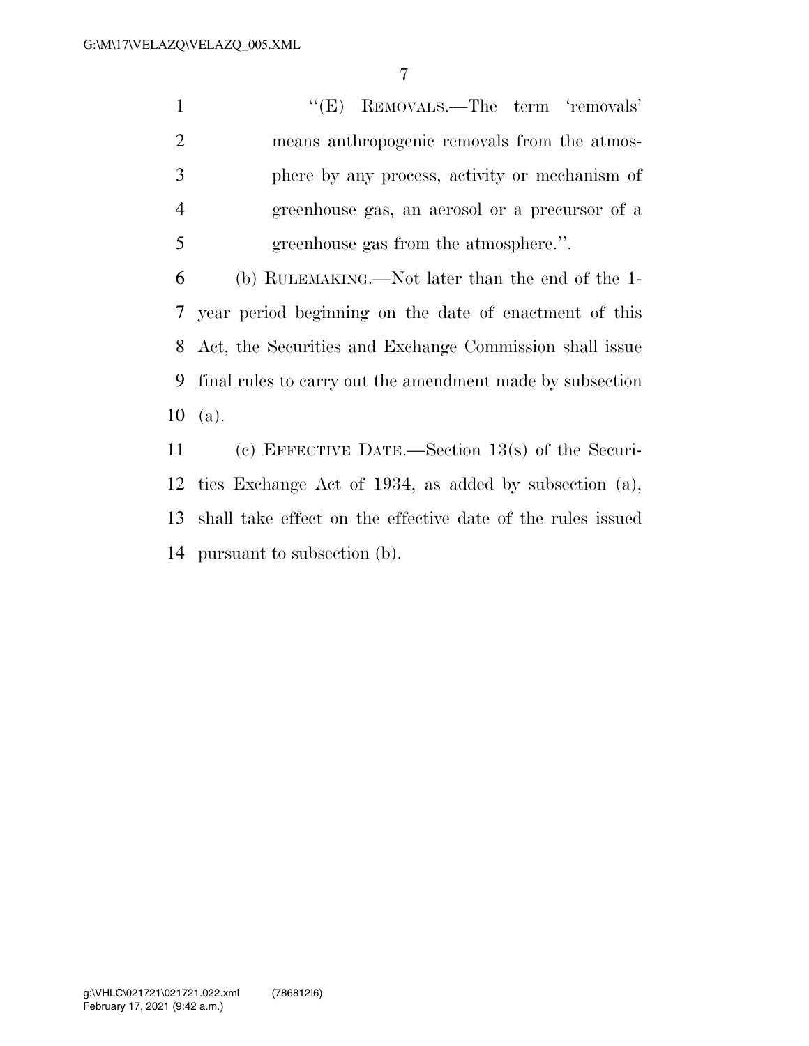"(E) REMOVALS.—The term 'removals' means anthropogenic removals from the atmosphere by any process, activity or mechanism of greenhouse gas, an aerosol or a precursor of a greenhouse gas from the atmosphere.".

(b) RULEMAKING.—Not later than the end of the 1-year period beginning on the date of enactment of this Act, the Securities and Exchange Commission shall issue final rules to carry out the amendment made by subsection (a).

(c) EFFECTIVE DATE.—Section 13(s) of the Securities Exchange Act of 1934, as added by subsection (a), shall take effect on the effective date of the rules issued pursuant to subsection (b).